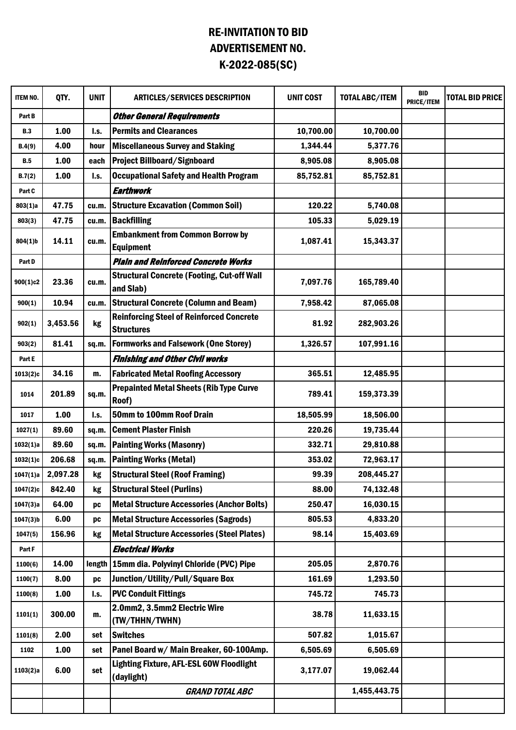# RE-INVITATION TO BID
# ADVERTISEMENT NO.
# K-2022-085(SC)

| ITEM NO. | QTY. | UNIT | ARTICLES/SERVICES DESCRIPTION | UNIT COST | TOTAL ABC/ITEM | BID PRICE/ITEM | TOTAL BID PRICE |
|---|---|---|---|---|---|---|---|
| Part B | | | ***Other General Requirements*** | | | | |
| B.3 | 1.00 | l.s. | **Permits and Clearances** | 10,700.00 | 10,700.00 | | |
| B.4(9) | 4.00 | hour | **Miscellaneous Survey and Staking** | 1,344.44 | 5,377.76 | | |
| B.5 | 1.00 | each | **Project Billboard/Signboard** | 8,905.08 | 8,905.08 | | |
| B.7(2) | 1.00 | l.s. | **Occupational Safety and Health Program** | 85,752.81 | 85,752.81 | | |
| Part C | | | ***Earthwork*** | | | | |
| 803(1)a | 47.75 | cu.m. | **Structure Excavation (Common Soil)** | 120.22 | 5,740.08 | | |
| 803(3) | 47.75 | cu.m. | **Backfilling** | 105.33 | 5,029.19 | | |
| 804(1)b | 14.11 | cu.m. | **Embankment from Common Borrow by Equipment** | 1,087.41 | 15,343.37 | | |
| Part D | | | ***Plain and Reinforced Concrete Works*** | | | | |
| 900(1)c2 | 23.36 | cu.m. | **Structural Concrete (Footing, Cut-off Wall and Slab)** | 7,097.76 | 165,789.40 | | |
| 900(1) | 10.94 | cu.m. | **Structural Concrete (Column and Beam)** | 7,958.42 | 87,065.08 | | |
| 902(1) | 3,453.56 | kg | **Reinforcing Steel of Reinforced Concrete Structures** | 81.92 | 282,903.26 | | |
| 903(2) | 81.41 | sq.m. | **Formworks and Falsework (One Storey)** | 1,326.57 | 107,991.16 | | |
| Part E | | | ***Finishing and Other Civil works*** | | | | |
| 1013(2)c | 34.16 | m. | **Fabricated Metal Roofing Accessory** | 365.51 | 12,485.95 | | |
| 1014 | 201.89 | sq.m. | **Prepainted Metal Sheets (Rib Type Curve Roof)** | 789.41 | 159,373.39 | | |
| 1017 | 1.00 | l.s. | **50mm to 100mm Roof Drain** | 18,505.99 | 18,506.00 | | |
| 1027(1) | 89.60 | sq.m. | **Cement Plaster Finish** | 220.26 | 19,735.44 | | |
| 1032(1)a | 89.60 | sq.m. | **Painting Works (Masonry)** | 332.71 | 29,810.88 | | |
| 1032(1)c | 206.68 | sq.m. | **Painting Works (Metal)** | 353.02 | 72,963.17 | | |
| 1047(1)a | 2,097.28 | kg | **Structural Steel (Roof Framing)** | 99.39 | 208,445.27 | | |
| 1047(2)c | 842.40 | kg | **Structural Steel (Purlins)** | 88.00 | 74,132.48 | | |
| 1047(3)a | 64.00 | pc | **Metal Structure Accessories (Anchor Bolts)** | 250.47 | 16,030.15 | | |
| 1047(3)b | 6.00 | pc | **Metal Structure Accessories (Sagrods)** | 805.53 | 4,833.20 | | |
| 1047(5) | 156.96 | kg | **Metal Structure Accessories (Steel Plates)** | 98.14 | 15,403.69 | | |
| Part F | | | ***Electrical Works*** | | | | |
| 1100(6) | 14.00 | length | **15mm dia. Polyvinyl Chloride (PVC) Pipe** | 205.05 | 2,870.76 | | |
| 1100(7) | 8.00 | pc | **Junction/Utility/Pull/Square Box** | 161.69 | 1,293.50 | | |
| 1100(8) | 1.00 | l.s. | **PVC Conduit Fittings** | 745.72 | 745.73 | | |
| 1101(1) | 300.00 | m. | **2.0mm2, 3.5mm2 Electric Wire (TW/THHN/TWHN)** | 38.78 | 11,633.15 | | |
| 1101(8) | 2.00 | set | **Switches** | 507.82 | 1,015.67 | | |
| 1102 | 1.00 | set | **Panel Board w/ Main Breaker, 60-100Amp.** | 6,505.69 | 6,505.69 | | |
| 1103(2)a | 6.00 | set | **Lighting Fixture, AFL-ESL 60W Floodlight (daylight)** | 3,177.07 | 19,062.44 | | |
| | | | ***GRAND TOTAL ABC*** | | 1,455,443.75 | | |
| | | | | | | | |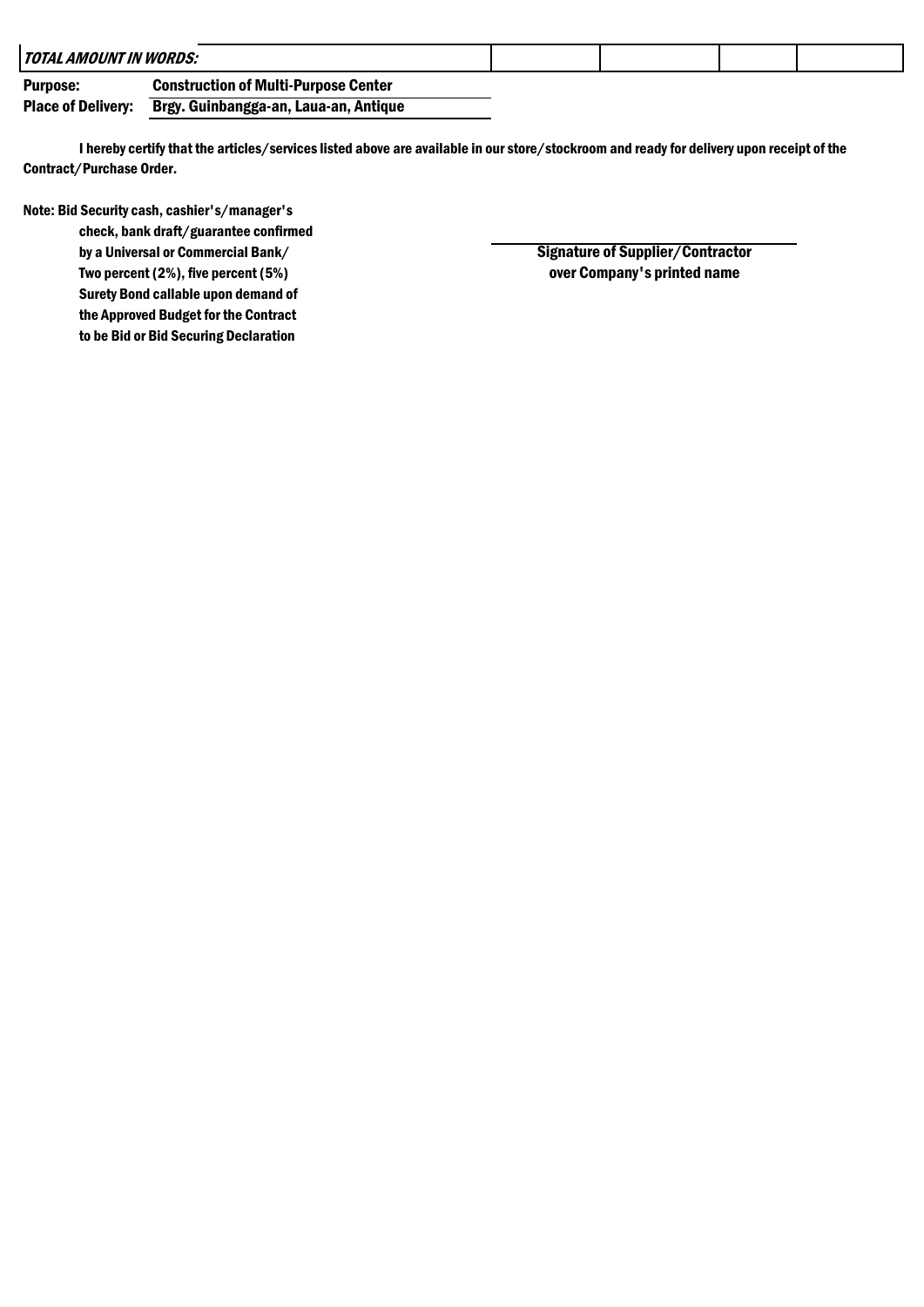| *TOTAL AMOUNT IN WORDS:* | | | | |
| --- | --- | --- | --- | --- |

**Purpose:** **Construction of Multi-Purpose Center**
**Place of Delivery:** **Brgy. Guinbangga-an, Laua-an, Antique**

I hereby certify that the articles/services listed above are available in our store/stockroom and ready for delivery upon receipt of the Contract/Purchase Order.

Note: Bid Security cash, cashier's/manager's check, bank draft/guarantee confirmed by a Universal or Commercial Bank/ Two percent (2%), five percent (5%) Surety Bond callable upon demand of the Approved Budget for the Contract to be Bid or Bid Securing Declaration

Signature of Supplier/Contractor
over Company's printed name